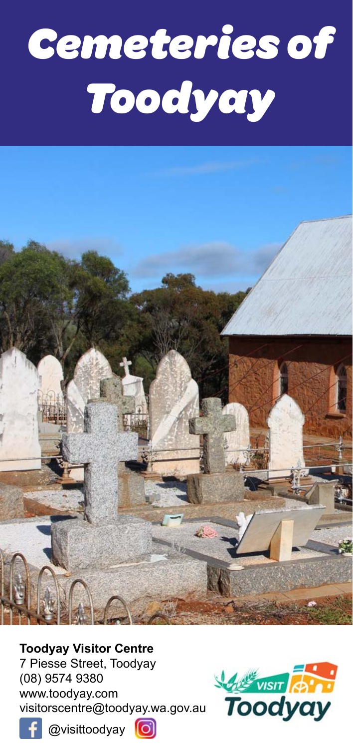# Cemeteries of Toodyay

**Toodyay Visitor Centre**
7 Piesse Street, Toodyay
(08) 9574 9380
www.toodyay.com
visitorscentre@toodyay.wa.gov.au

@visittoodyay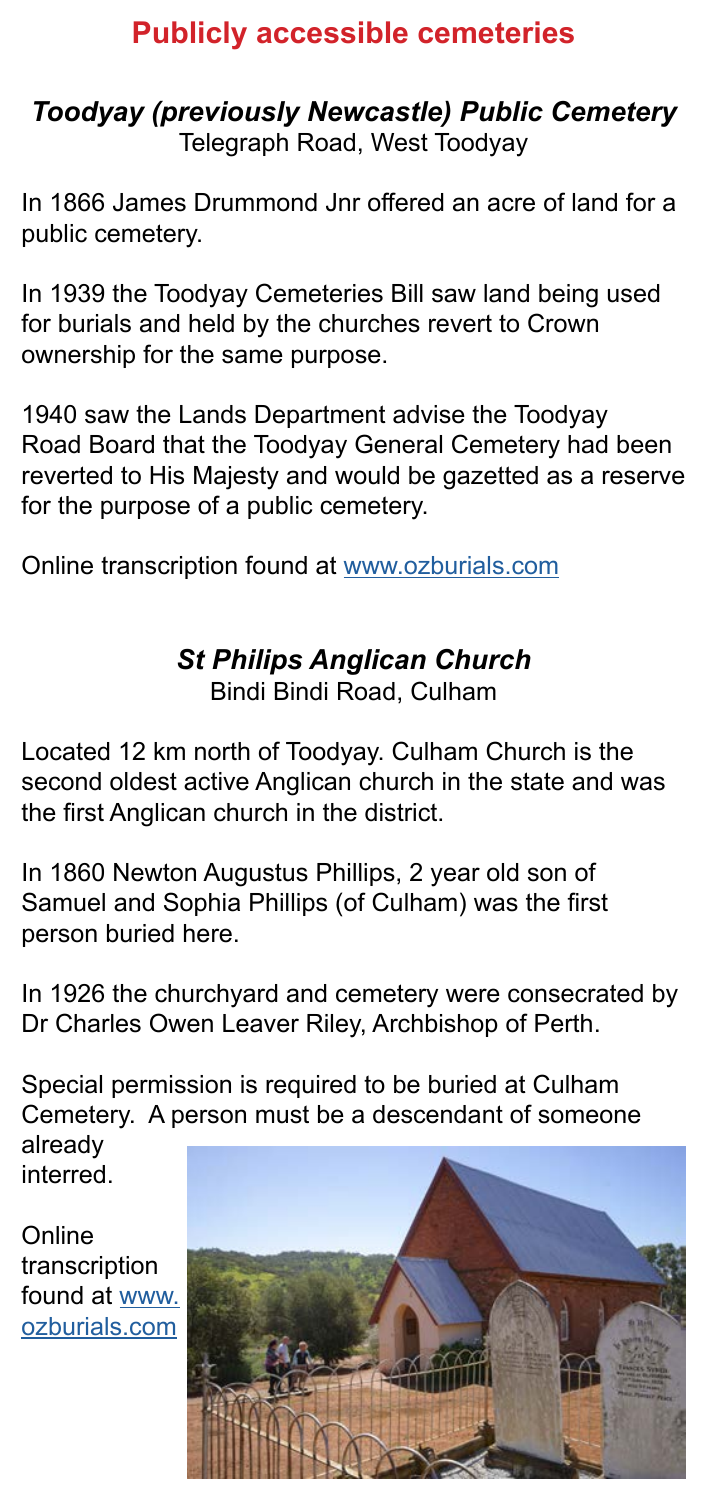# Publicly accessible cemeteries

## *Toodyay (previously Newcastle) Public Cemetery*

Telegraph Road, West Toodyay

In 1866 James Drummond Jnr offered an acre of land for a public cemetery.

In 1939 the Toodyay Cemeteries Bill saw land being used for burials and held by the churches revert to Crown ownership for the same purpose.

1940 saw the Lands Department advise the Toodyay Road Board that the Toodyay General Cemetery had been reverted to His Majesty and would be gazetted as a reserve for the purpose of a public cemetery.

Online transcription found at www.ozburials.com

## *St Philips Anglican Church*

Bindi Bindi Road, Culham

Located 12 km north of Toodyay. Culham Church is the second oldest active Anglican church in the state and was the first Anglican church in the district.

In 1860 Newton Augustus Phillips, 2 year old son of Samuel and Sophia Phillips (of Culham) was the first person buried here.

In 1926 the churchyard and cemetery were consecrated by Dr Charles Owen Leaver Riley, Archbishop of Perth.

Special permission is required to be buried at Culham Cemetery. A person must be a descendant of someone already interred.

Online transcription found at www.ozburials.com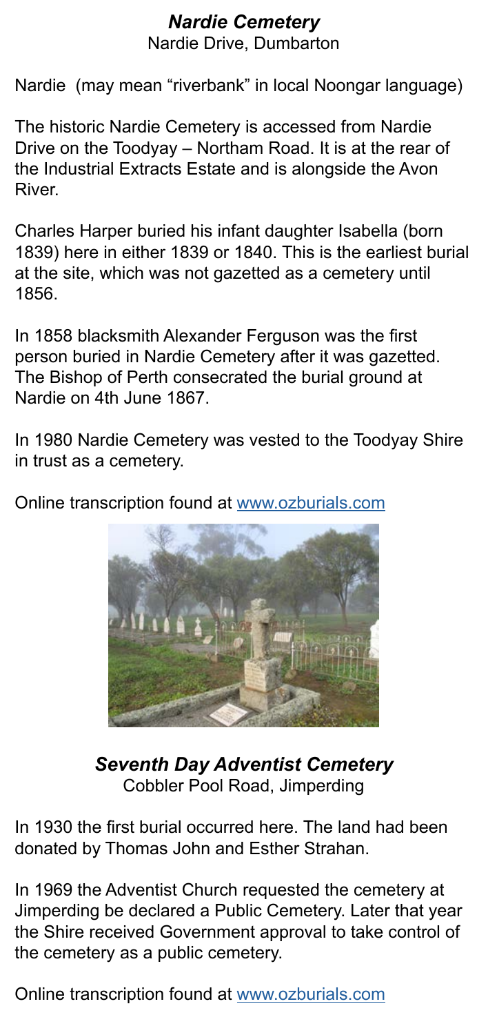## *Nardie Cemetery*

Nardie Drive, Dumbarton

Nardie (may mean "riverbank" in local Noongar language)

The historic Nardie Cemetery is accessed from Nardie Drive on the Toodyay – Northam Road. It is at the rear of the Industrial Extracts Estate and is alongside the Avon River.

Charles Harper buried his infant daughter Isabella (born 1839) here in either 1839 or 1840. This is the earliest burial at the site, which was not gazetted as a cemetery until 1856.

In 1858 blacksmith Alexander Ferguson was the first person buried in Nardie Cemetery after it was gazetted. The Bishop of Perth consecrated the burial ground at Nardie on 4th June 1867.

In 1980 Nardie Cemetery was vested to the Toodyay Shire in trust as a cemetery.

Online transcription found at [www.ozburials.com](www.ozburials.com)

## *Seventh Day Adventist Cemetery*

Cobbler Pool Road, Jimperding

In 1930 the first burial occurred here. The land had been donated by Thomas John and Esther Strahan.

In 1969 the Adventist Church requested the cemetery at Jimperding be declared a Public Cemetery. Later that year the Shire received Government approval to take control of the cemetery as a public cemetery.

Online transcription found at [www.ozburials.com](www.ozburials.com)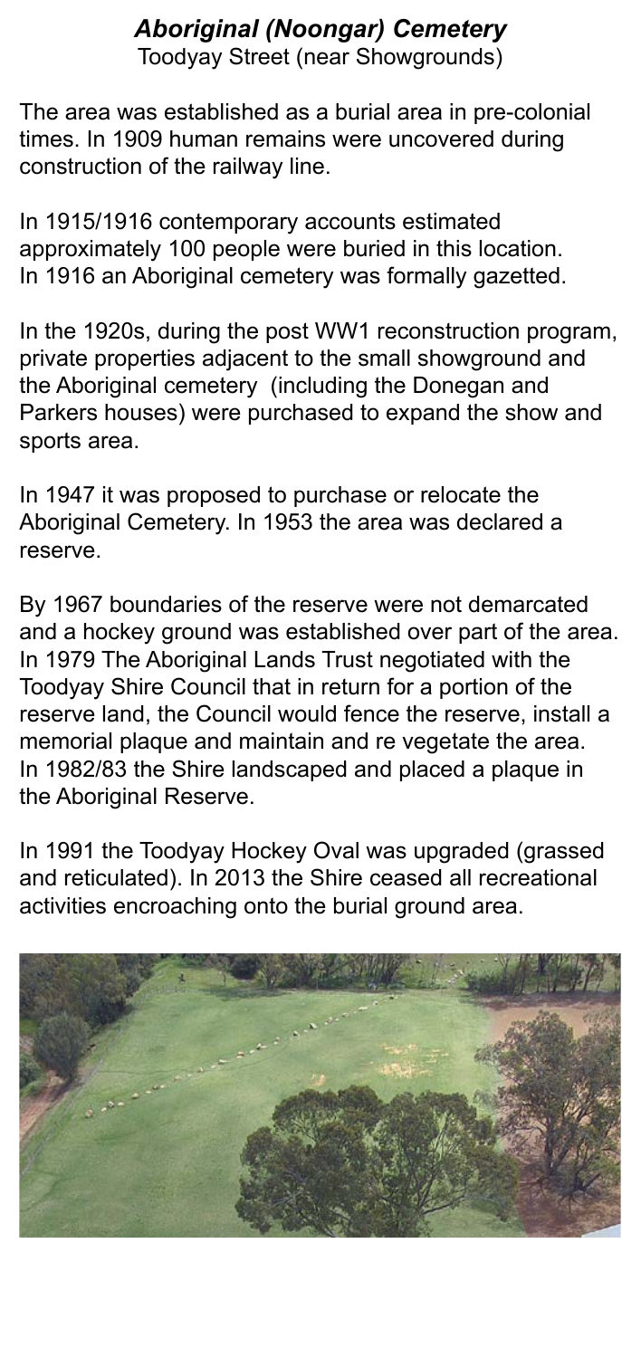## *Aboriginal (Noongar) Cemetery*

Toodyay Street (near Showgrounds)

The area was established as a burial area in pre-colonial times. In 1909 human remains were uncovered during construction of the railway line.

In 1915/1916 contemporary accounts estimated approximately 100 people were buried in this location. In 1916 an Aboriginal cemetery was formally gazetted.

In the 1920s, during the post WW1 reconstruction program, private properties adjacent to the small showground and the Aboriginal cemetery (including the Donegan and Parkers houses) were purchased to expand the show and sports area.

In 1947 it was proposed to purchase or relocate the Aboriginal Cemetery. In 1953 the area was declared a reserve.

By 1967 boundaries of the reserve were not demarcated and a hockey ground was established over part of the area. In 1979 The Aboriginal Lands Trust negotiated with the Toodyay Shire Council that in return for a portion of the reserve land, the Council would fence the reserve, install a memorial plaque and maintain and re vegetate the area. In 1982/83 the Shire landscaped and placed a plaque in the Aboriginal Reserve.

In 1991 the Toodyay Hockey Oval was upgraded (grassed and reticulated). In 2013 the Shire ceased all recreational activities encroaching onto the burial ground area.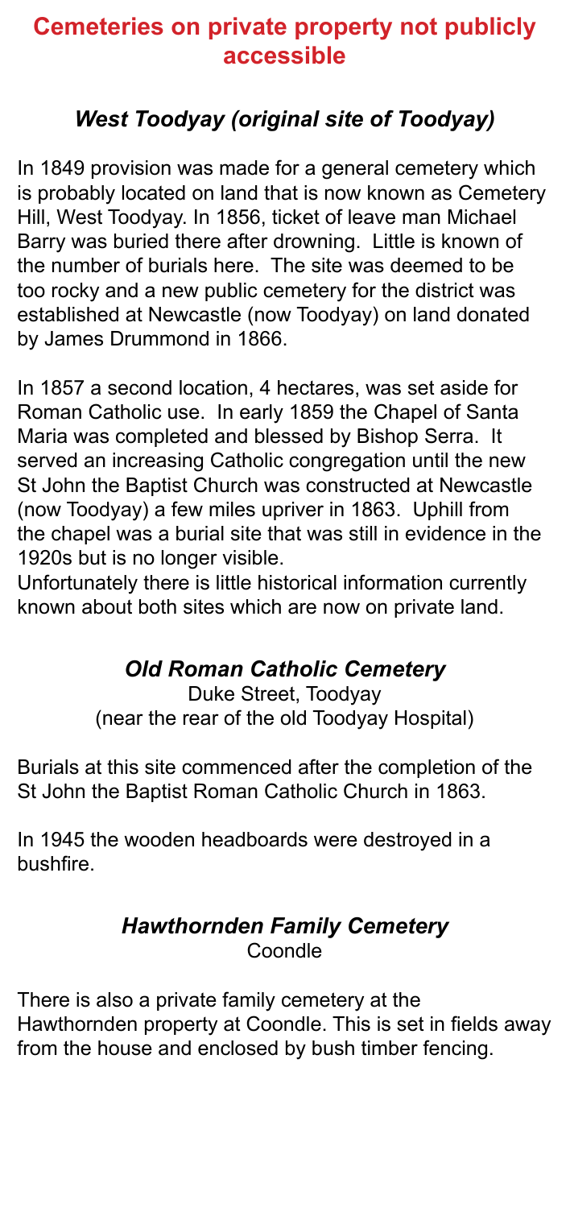## Cemeteries on private property not publicly accessible

### *West Toodyay (original site of Toodyay)*

In 1849 provision was made for a general cemetery which is probably located on land that is now known as Cemetery Hill, West Toodyay. In 1856, ticket of leave man Michael Barry was buried there after drowning. Little is known of the number of burials here. The site was deemed to be too rocky and a new public cemetery for the district was established at Newcastle (now Toodyay) on land donated by James Drummond in 1866.

In 1857 a second location, 4 hectares, was set aside for Roman Catholic use. In early 1859 the Chapel of Santa Maria was completed and blessed by Bishop Serra. It served an increasing Catholic congregation until the new St John the Baptist Church was constructed at Newcastle (now Toodyay) a few miles upriver in 1863. Uphill from the chapel was a burial site that was still in evidence in the 1920s but is no longer visible.

Unfortunately there is little historical information currently known about both sites which are now on private land.

### *Old Roman Catholic Cemetery*

Duke Street, Toodyay
(near the rear of the old Toodyay Hospital)

Burials at this site commenced after the completion of the St John the Baptist Roman Catholic Church in 1863.

In 1945 the wooden headboards were destroyed in a bushfire.

### *Hawthornden Family Cemetery*

Coondle

There is also a private family cemetery at the Hawthornden property at Coondle. This is set in fields away from the house and enclosed by bush timber fencing.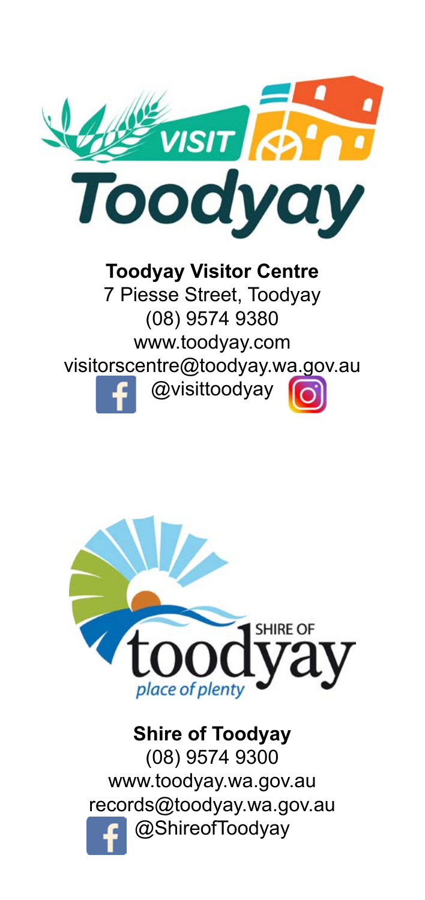VISIT Toodyay

**Toodyay Visitor Centre**
7 Piesse Street, Toodyay
(08) 9574 9380
www.toodyay.com
visitorscentre@toodyay.wa.gov.au
@visittoodyay

SHIRE OF toodyay
*place of plenty*

**Shire of Toodyay**
(08) 9574 9300
www.toodyay.wa.gov.au
records@toodyay.wa.gov.au
@ShireofToodyay